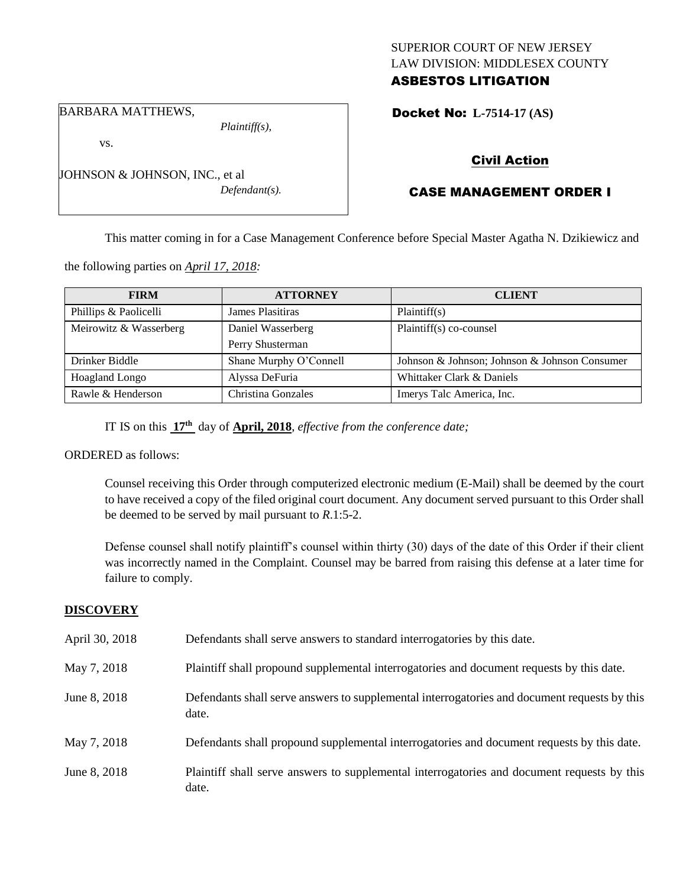SUPERIOR COURT OF NEW JERSEY
LAW DIVISION: MIDDLESEX COUNTY
**ASBESTOS LITIGATION**

BARBARA MATTHEWS,
*Plaintiff(s),*

vs.

JOHNSON & JOHNSON, INC., et al
*Defendant(s).*

**Docket No: L-7514-17 (AS)**

**Civil Action**

**CASE MANAGEMENT ORDER I**

This matter coming in for a Case Management Conference before Special Master Agatha N. Dzikiewicz and the following parties on *April 17, 2018:*

| FIRM | ATTORNEY | CLIENT |
|---|---|---|
| Phillips & Paolicelli | James Plasitiras | Plaintiff(s) |
| Meirowitz & Wasserberg | Daniel Wasserberg<br>Perry Shusterman | Plaintiff(s) co-counsel |
| Drinker Biddle | Shane Murphy O'Connell | Johnson & Johnson; Johnson & Johnson Consumer |
| Hoagland Longo | Alyssa DeFuria | Whittaker Clark & Daniels |
| Rawle & Henderson | Christina Gonzales | Imerys Talc America, Inc. |

IT IS on this **17th** day of **April, 2018**, *effective from the conference date;*

ORDERED as follows:

Counsel receiving this Order through computerized electronic medium (E-Mail) shall be deemed by the court to have received a copy of the filed original court document. Any document served pursuant to this Order shall be deemed to be served by mail pursuant to *R*.1:5-2.

Defense counsel shall notify plaintiff's counsel within thirty (30) days of the date of this Order if their client was incorrectly named in the Complaint. Counsel may be barred from raising this defense at a later time for failure to comply.

## DISCOVERY

| | |
|---|---|
| April 30, 2018 | Defendants shall serve answers to standard interrogatories by this date. |
| May 7, 2018 | Plaintiff shall propound supplemental interrogatories and document requests by this date. |
| June 8, 2018 | Defendants shall serve answers to supplemental interrogatories and document requests by this date. |
| May 7, 2018 | Defendants shall propound supplemental interrogatories and document requests by this date. |
| June 8, 2018 | Plaintiff shall serve answers to supplemental interrogatories and document requests by this date. |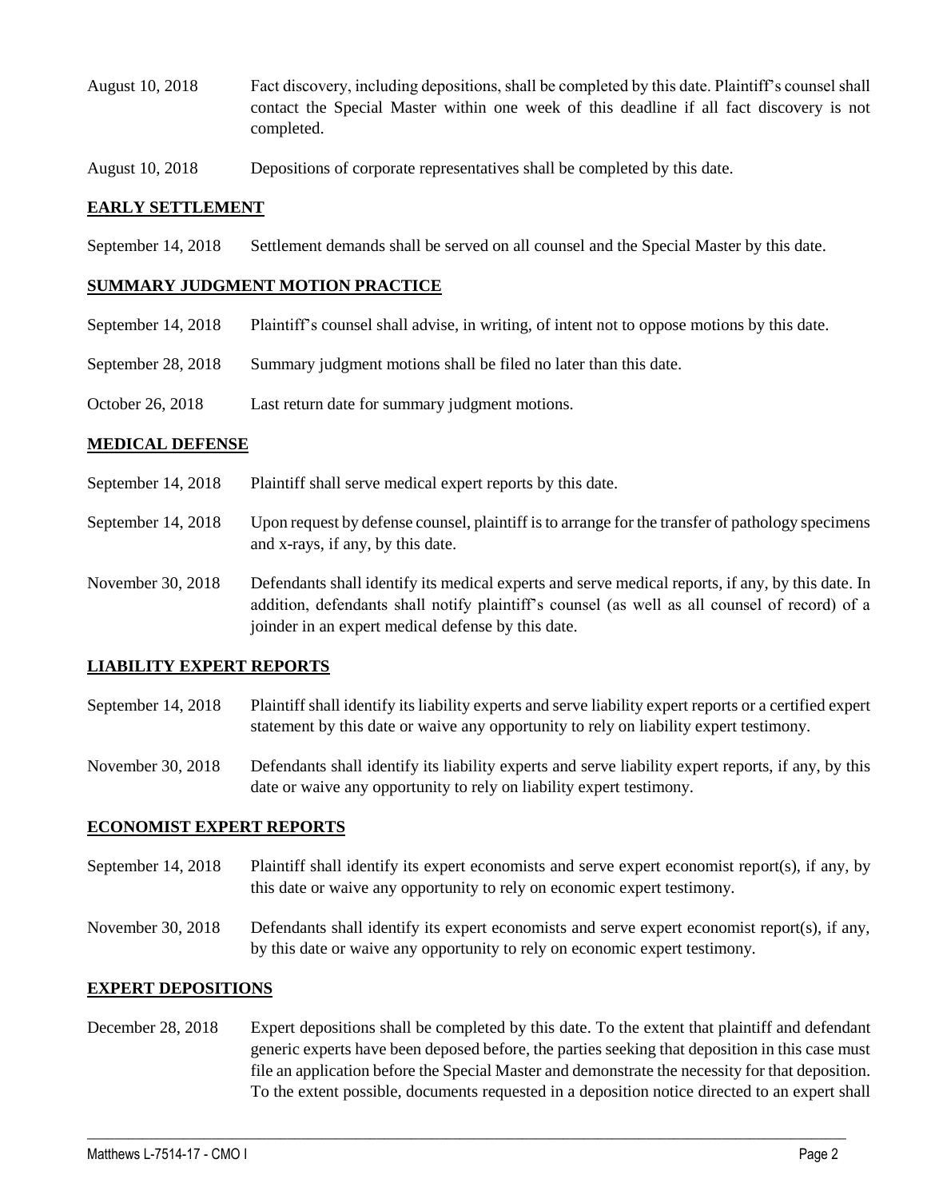| | |
|---|---|
| August 10, 2018 | Fact discovery, including depositions, shall be completed by this date. Plaintiff's counsel shall contact the Special Master within one week of this deadline if all fact discovery is not completed. |
| August 10, 2018 | Depositions of corporate representatives shall be completed by this date. |

## EARLY SETTLEMENT

| | |
|---|---|
| September 14, 2018 | Settlement demands shall be served on all counsel and the Special Master by this date. |

## SUMMARY JUDGMENT MOTION PRACTICE

| | |
|---|---|
| September 14, 2018 | Plaintiff's counsel shall advise, in writing, of intent not to oppose motions by this date. |
| September 28, 2018 | Summary judgment motions shall be filed no later than this date. |
| October 26, 2018 | Last return date for summary judgment motions. |

## MEDICAL DEFENSE

| | |
|---|---|
| September 14, 2018 | Plaintiff shall serve medical expert reports by this date. |
| September 14, 2018 | Upon request by defense counsel, plaintiff is to arrange for the transfer of pathology specimens and x-rays, if any, by this date. |
| November 30, 2018 | Defendants shall identify its medical experts and serve medical reports, if any, by this date. In addition, defendants shall notify plaintiff's counsel (as well as all counsel of record) of a joinder in an expert medical defense by this date. |

## LIABILITY EXPERT REPORTS

| | |
|---|---|
| September 14, 2018 | Plaintiff shall identify its liability experts and serve liability expert reports or a certified expert statement by this date or waive any opportunity to rely on liability expert testimony. |
| November 30, 2018 | Defendants shall identify its liability experts and serve liability expert reports, if any, by this date or waive any opportunity to rely on liability expert testimony. |

## ECONOMIST EXPERT REPORTS

| | |
|---|---|
| September 14, 2018 | Plaintiff shall identify its expert economists and serve expert economist report(s), if any, by this date or waive any opportunity to rely on economic expert testimony. |
| November 30, 2018 | Defendants shall identify its expert economists and serve expert economist report(s), if any, by this date or waive any opportunity to rely on economic expert testimony. |

## EXPERT DEPOSITIONS

| | |
|---|---|
| December 28, 2018 | Expert depositions shall be completed by this date. To the extent that plaintiff and defendant generic experts have been deposed before, the parties seeking that deposition in this case must file an application before the Special Master and demonstrate the necessity for that deposition. To the extent possible, documents requested in a deposition notice directed to an expert shall |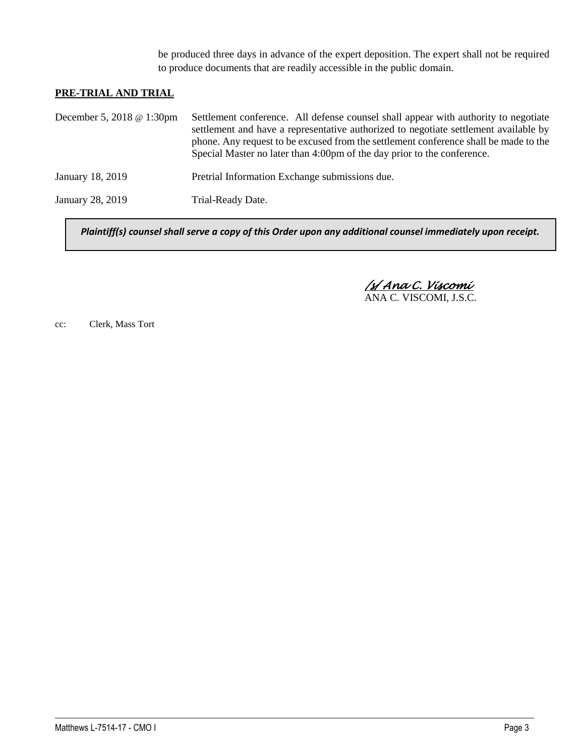be produced three days in advance of the expert deposition. The expert shall not be required to produce documents that are readily accessible in the public domain.

**PRE-TRIAL AND TRIAL**

| | |
|---|---|
| December 5, 2018 @ 1:30pm | Settlement conference. All defense counsel shall appear with authority to negotiate settlement and have a representative authorized to negotiate settlement available by phone. Any request to be excused from the settlement conference shall be made to the Special Master no later than 4:00pm of the day prior to the conference. |
| January 18, 2019 | Pretrial Information Exchange submissions due. |
| January 28, 2019 | Trial-Ready Date. |

***Plaintiff(s) counsel shall serve a copy of this Order upon any additional counsel immediately upon receipt.***

/s/ Ana C. Viscomi
ANA C. VISCOMI, J.S.C.

cc: Clerk, Mass Tort